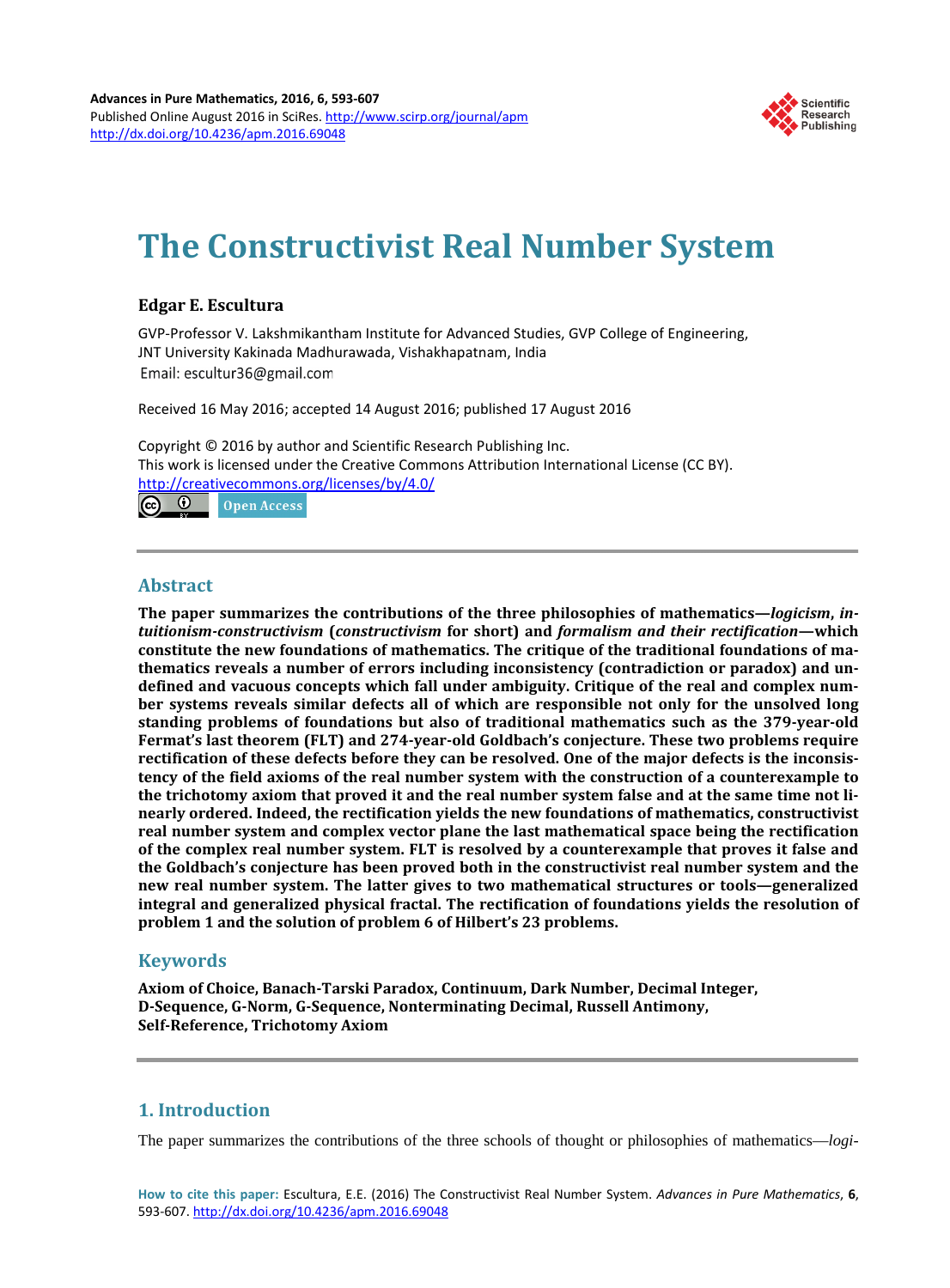# The Constructivist Real Number System

**Edgar E. Escultura**

GVP-Professor V. Lakshmikantham Institute for Advanced Studies, GVP College of Engineering, JNT University Kakinada Madhurawada, Vishakhapatnam, India
Email: escultur36@gmail.com

Received 16 May 2016; accepted 14 August 2016; published 17 August 2016

Copyright © 2016 by author and Scientific Research Publishing Inc.
This work is licensed under the Creative Commons Attribution International License (CC BY).
http://creativecommons.org/licenses/by/4.0/

Open Access

## Abstract

**The paper summarizes the contributions of the three philosophies of mathematics—*logicism*, *intuitionism-constructivism* (*constructivism* for short) and *formalism and their rectification*—which constitute the new foundations of mathematics. The critique of the traditional foundations of mathematics reveals a number of errors including inconsistency (contradiction or paradox) and undefined and vacuous concepts which fall under ambiguity. Critique of the real and complex number systems reveals similar defects all of which are responsible not only for the unsolved long standing problems of foundations but also of traditional mathematics such as the 379-year-old Fermat's last theorem (FLT) and 274-year-old Goldbach's conjecture. These two problems require rectification of these defects before they can be resolved. One of the major defects is the inconsistency of the field axioms of the real number system with the construction of a counterexample to the trichotomy axiom that proved it and the real number system false and at the same time not linearly ordered. Indeed, the rectification yields the new foundations of mathematics, constructivist real number system and complex vector plane the last mathematical space being the rectification of the complex real number system. FLT is resolved by a counterexample that proves it false and the Goldbach's conjecture has been proved both in the constructivist real number system and the new real number system. The latter gives to two mathematical structures or tools—generalized integral and generalized physical fractal. The rectification of foundations yields the resolution of problem 1 and the solution of problem 6 of Hilbert's 23 problems.**

## Keywords

**Axiom of Choice, Banach-Tarski Paradox, Continuum, Dark Number, Decimal Integer, D-Sequence, G-Norm, G-Sequence, Nonterminating Decimal, Russell Antimony, Self-Reference, Trichotomy Axiom**

## 1. Introduction

The paper summarizes the contributions of the three schools of thought or philosophies of mathematics—*logi-*

**How to cite this paper:** Escultura, E.E. (2016) The Constructivist Real Number System. *Advances in Pure Mathematics*, **6**, 593-607. http://dx.doi.org/10.4236/apm.2016.69048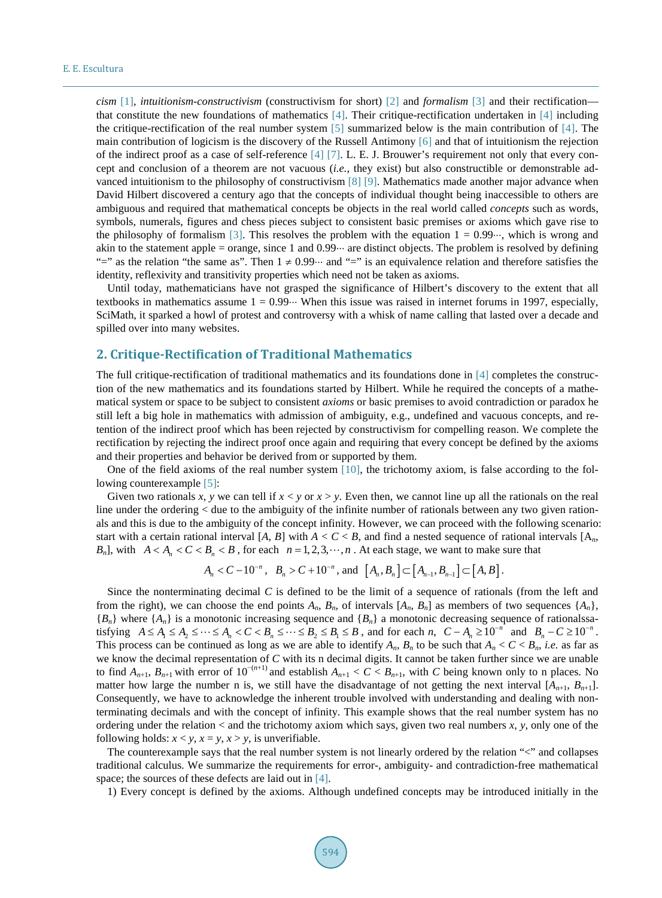*cism* [1], *intuitionism-constructivism* (constructivism for short) [2] and *formalism* [3] and their rectification—that constitute the new foundations of mathematics [4]. Their critique-rectification undertaken in [4] including the critique-rectification of the real number system [5] summarized below is the main contribution of [4]. The main contribution of logicism is the discovery of the Russell Antimony [6] and that of intuitionism the rejection of the indirect proof as a case of self-reference [4] [7]. L. E. J. Brouwer's requirement not only that every concept and conclusion of a theorem are not vacuous (*i.e.*, they exist) but also constructible or demonstrable advanced intuitionism to the philosophy of constructivism [8] [9]. Mathematics made another major advance when David Hilbert discovered a century ago that the concepts of individual thought being inaccessible to others are ambiguous and required that mathematical concepts be objects in the real world called *concepts* such as words, symbols, numerals, figures and chess pieces subject to consistent basic premises or axioms which gave rise to the philosophy of formalism [3]. This resolves the problem with the equation $1 = 0.99\cdots$, which is wrong and akin to the statement apple = orange, since 1 and $0.99\cdots$ are distinct objects. The problem is resolved by defining "=" as the relation "the same as". Then $1 \neq 0.99\cdots$ and "=" is an equivalence relation and therefore satisfies the identity, reflexivity and transitivity properties which need not be taken as axioms.

Until today, mathematicians have not grasped the significance of Hilbert's discovery to the extent that all textbooks in mathematics assume $1 = 0.99\cdots$ When this issue was raised in internet forums in 1997, especially, SciMath, it sparked a howl of protest and controversy with a whisk of name calling that lasted over a decade and spilled over into many websites.

## 2. Critique-Rectification of Traditional Mathematics

The full critique-rectification of traditional mathematics and its foundations done in [4] completes the construction of the new mathematics and its foundations started by Hilbert. While he required the concepts of a mathematical system or space to be subject to consistent *axioms* or basic premises to avoid contradiction or paradox he still left a big hole in mathematics with admission of ambiguity, e.g., undefined and vacuous concepts, and retention of the indirect proof which has been rejected by constructivism for compelling reason. We complete the rectification by rejecting the indirect proof once again and requiring that every concept be defined by the axioms and their properties and behavior be derived from or supported by them.

One of the field axioms of the real number system [10], the trichotomy axiom, is false according to the following counterexample [5]:

Given two rationals $x$, $y$ we can tell if $x < y$ or $x > y$. Even then, we cannot line up all the rationals on the real line under the ordering < due to the ambiguity of the infinite number of rationals between any two given rationals and this is due to the ambiguity of the concept infinity. However, we can proceed with the following scenario: start with a certain rational interval $[A, B]$ with $A < C < B$, and find a nested sequence of rational intervals $[A_n, B_n]$, with $A < A_n < C < B_n < B$, for each $n = 1, 2, 3, \cdots, n$. At each stage, we want to make sure that

$$A_n < C - 10^{-n}, \quad B_n > C + 10^{-n}, \text{ and } [A_n, B_n] \subset [A_{n-1}, B_{n-1}] \subset [A, B].$$

Since the nonterminating decimal $C$ is defined to be the limit of a sequence of rationals (from the left and from the right), we can choose the end points $A_n$, $B_n$, of intervals $[A_n, B_n]$ as members of two sequences $\{A_n\}$, $\{B_n\}$ where $\{A_n\}$ is a monotonic increasing sequence and $\{B_n\}$ a monotonic decreasing sequence of rationalssatisfying $A \le A_1 \le A_2 \le \cdots \le A_n < C < B_n \le \cdots \le B_2 \le B_1 \le B$, and for each $n$, $C - A_n \ge 10^{-n}$ and $B_n - C \ge 10^{-n}$. This process can be continued as long as we are able to identify $A_n$, $B_n$ to be such that $A_n < C < B_n$, *i.e.* as far as we know the decimal representation of $C$ with its n decimal digits. It cannot be taken further since we are unable to find $A_{n+1}$, $B_{n+1}$ with error of $10^{-(n+1)}$ and establish $A_{n+1} < C < B_{n+1}$, with $C$ being known only to n places. No matter how large the number n is, we still have the disadvantage of not getting the next interval $[A_{n+1}, B_{n+1}]$. Consequently, we have to acknowledge the inherent trouble involved with understanding and dealing with nonterminating decimals and with the concept of infinity. This example shows that the real number system has no ordering under the relation < and the trichotomy axiom which says, given two real numbers $x$, $y$, only one of the following holds: $x < y$, $x = y$, $x > y$, is unverifiable.

The counterexample says that the real number system is not linearly ordered by the relation "<" and collapses traditional calculus. We summarize the requirements for error-, ambiguity- and contradiction-free mathematical space; the sources of these defects are laid out in [4].

1) Every concept is defined by the axioms. Although undefined concepts may be introduced initially in the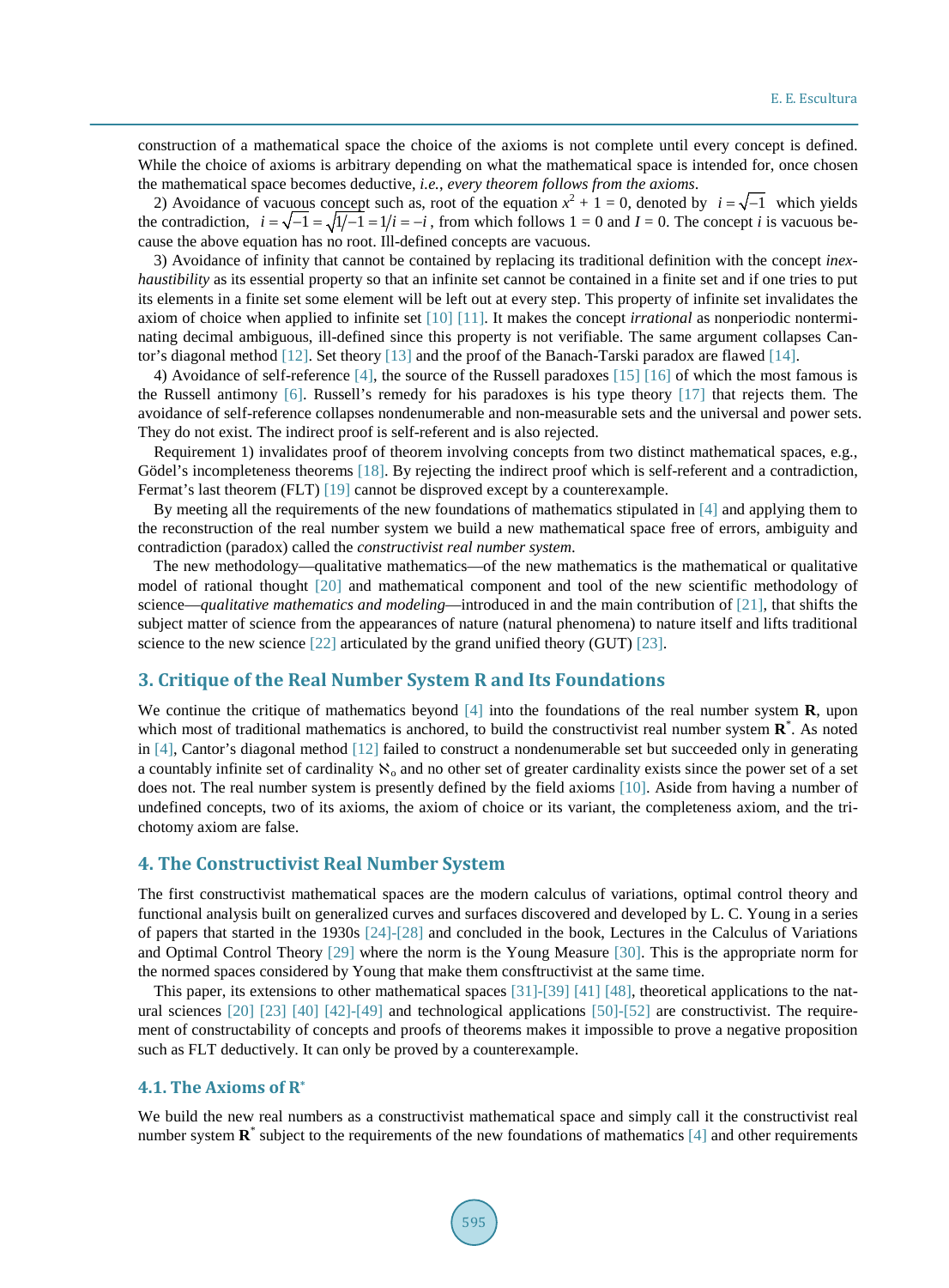construction of a mathematical space the choice of the axioms is not complete until every concept is defined. While the choice of axioms is arbitrary depending on what the mathematical space is intended for, once chosen the mathematical space becomes deductive, *i.e.*, *every theorem follows from the axioms*.

2) Avoidance of vacuous concept such as, root of the equation $x^2 + 1 = 0$, denoted by $i = \sqrt{-1}$ which yields the contradiction, $i = \sqrt{-1} = \sqrt{1/-1} = 1/i = -i$, from which follows 1 = 0 and *I* = 0. The concept *i* is vacuous because the above equation has no root. Ill-defined concepts are vacuous.

3) Avoidance of infinity that cannot be contained by replacing its traditional definition with the concept *inexhaustibility* as its essential property so that an infinite set cannot be contained in a finite set and if one tries to put its elements in a finite set some element will be left out at every step. This property of infinite set invalidates the axiom of choice when applied to infinite set [10] [11]. It makes the concept *irrational* as nonperiodic nonterminating decimal ambiguous, ill-defined since this property is not verifiable. The same argument collapses Cantor's diagonal method [12]. Set theory [13] and the proof of the Banach-Tarski paradox are flawed [14].

4) Avoidance of self-reference [4], the source of the Russell paradoxes [15] [16] of which the most famous is the Russell antimony [6]. Russell's remedy for his paradoxes is his type theory [17] that rejects them. The avoidance of self-reference collapses nondenumerable and non-measurable sets and the universal and power sets. They do not exist. The indirect proof is self-referent and is also rejected.

Requirement 1) invalidates proof of theorem involving concepts from two distinct mathematical spaces, e.g., Gödel's incompleteness theorems [18]. By rejecting the indirect proof which is self-referent and a contradiction, Fermat's last theorem (FLT) [19] cannot be disproved except by a counterexample.

By meeting all the requirements of the new foundations of mathematics stipulated in [4] and applying them to the reconstruction of the real number system we build a new mathematical space free of errors, ambiguity and contradiction (paradox) called the *constructivist real number system*.

The new methodology—qualitative mathematics—of the new mathematics is the mathematical or qualitative model of rational thought [20] and mathematical component and tool of the new scientific methodology of science—*qualitative mathematics and modeling*—introduced in and the main contribution of [21], that shifts the subject matter of science from the appearances of nature (natural phenomena) to nature itself and lifts traditional science to the new science [22] articulated by the grand unified theory (GUT) [23].

## 3. Critique of the Real Number System R and Its Foundations

We continue the critique of mathematics beyond [4] into the foundations of the real number system **R**, upon which most of traditional mathematics is anchored, to build the constructivist real number system $\mathbf{R}^*$. As noted in [4], Cantor's diagonal method [12] failed to construct a nondenumerable set but succeeded only in generating a countably infinite set of cardinality $\aleph_o$ and no other set of greater cardinality exists since the power set of a set does not. The real number system is presently defined by the field axioms [10]. Aside from having a number of undefined concepts, two of its axioms, the axiom of choice or its variant, the completeness axiom, and the trichotomy axiom are false.

## 4. The Constructivist Real Number System

The first constructivist mathematical spaces are the modern calculus of variations, optimal control theory and functional analysis built on generalized curves and surfaces discovered and developed by L. C. Young in a series of papers that started in the 1930s [24]-[28] and concluded in the book, Lectures in the Calculus of Variations and Optimal Control Theory [29] where the norm is the Young Measure [30]. This is the appropriate norm for the normed spaces considered by Young that make them consftructivist at the same time.

This paper, its extensions to other mathematical spaces [31]-[39] [41] [48], theoretical applications to the natural sciences [20] [23] [40] [42]-[49] and technological applications [50]-[52] are constructivist. The requirement of constructability of concepts and proofs of theorems makes it impossible to prove a negative proposition such as FLT deductively. It can only be proved by a counterexample.

### 4.1. The Axioms of $\mathbf{R}^*$

We build the new real numbers as a constructivist mathematical space and simply call it the constructivist real number system $\mathbf{R}^*$ subject to the requirements of the new foundations of mathematics [4] and other requirements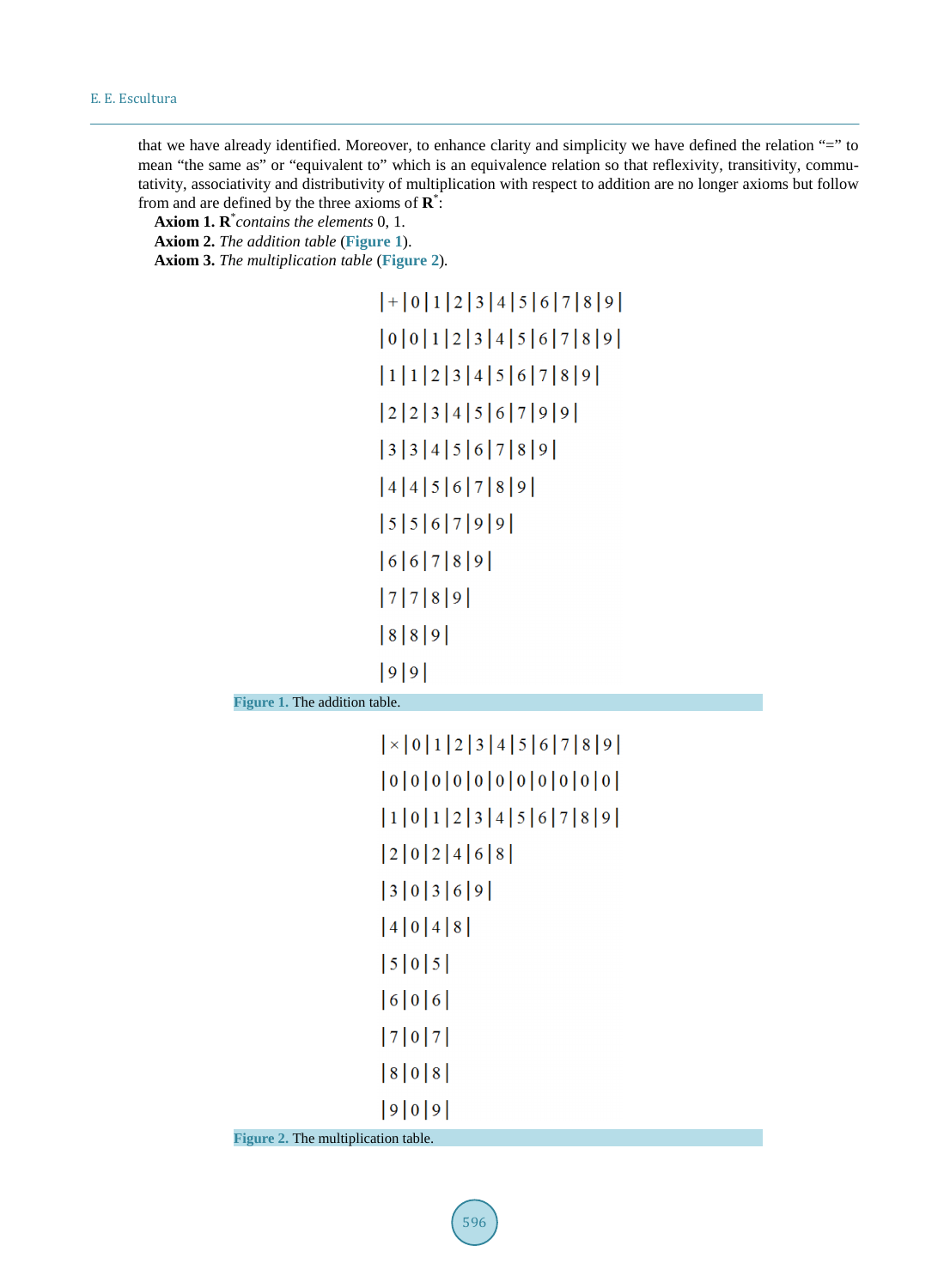that we have already identified. Moreover, to enhance clarity and simplicity we have defined the relation "=" to mean "the same as" or "equivalent to" which is an equivalence relation so that reflexivity, transitivity, commutativity, associativity and distributivity of multiplication with respect to addition are no longer axioms but follow from and are defined by the three axioms of $\mathbf{R}^*$:

**Axiom 1.** $\mathbf{R}^*$ *contains the elements* 0, 1.

**Axiom 2.** *The addition table* (Figure 1).

**Axiom 3.** *The multiplication table* (Figure 2).

| + | 0 | 1 | 2 | 3 | 4 | 5 | 6 | 7 | 8 | 9 |
|---|---|---|---|---|---|---|---|---|---|---|
| 0 | 0 | 1 | 2 | 3 | 4 | 5 | 6 | 7 | 8 | 9 |
| 1 | 1 | 2 | 3 | 4 | 5 | 6 | 7 | 8 | 9 | |
| 2 | 2 | 3 | 4 | 5 | 6 | 7 | 9 | 9 | | |
| 3 | 3 | 4 | 5 | 6 | 7 | 8 | 9 | | | |
| 4 | 4 | 5 | 6 | 7 | 8 | 9 | | | | |
| 5 | 5 | 6 | 7 | 9 | 9 | | | | | |
| 6 | 6 | 7 | 8 | 9 | | | | | | |
| 7 | 7 | 8 | 9 | | | | | | | |
| 8 | 8 | 9 | | | | | | | | |
| 9 | 9 | | | | | | | | | |

**Figure 1.** The addition table.

| × | 0 | 1 | 2 | 3 | 4 | 5 | 6 | 7 | 8 | 9 |
|---|---|---|---|---|---|---|---|---|---|---|
| 0 | 0 | 0 | 0 | 0 | 0 | 0 | 0 | 0 | 0 | 0 |
| 1 | 0 | 1 | 2 | 3 | 4 | 5 | 6 | 7 | 8 | 9 |
| 2 | 0 | 2 | 4 | 6 | 8 | | | | | |
| 3 | 0 | 3 | 6 | 9 | | | | | | |
| 4 | 0 | 4 | 8 | | | | | | | |
| 5 | 0 | 5 | | | | | | | | |
| 6 | 0 | 6 | | | | | | | | |
| 7 | 0 | 7 | | | | | | | | |
| 8 | 0 | 8 | | | | | | | | |
| 9 | 0 | 9 | | | | | | | | |

**Figure 2.** The multiplication table.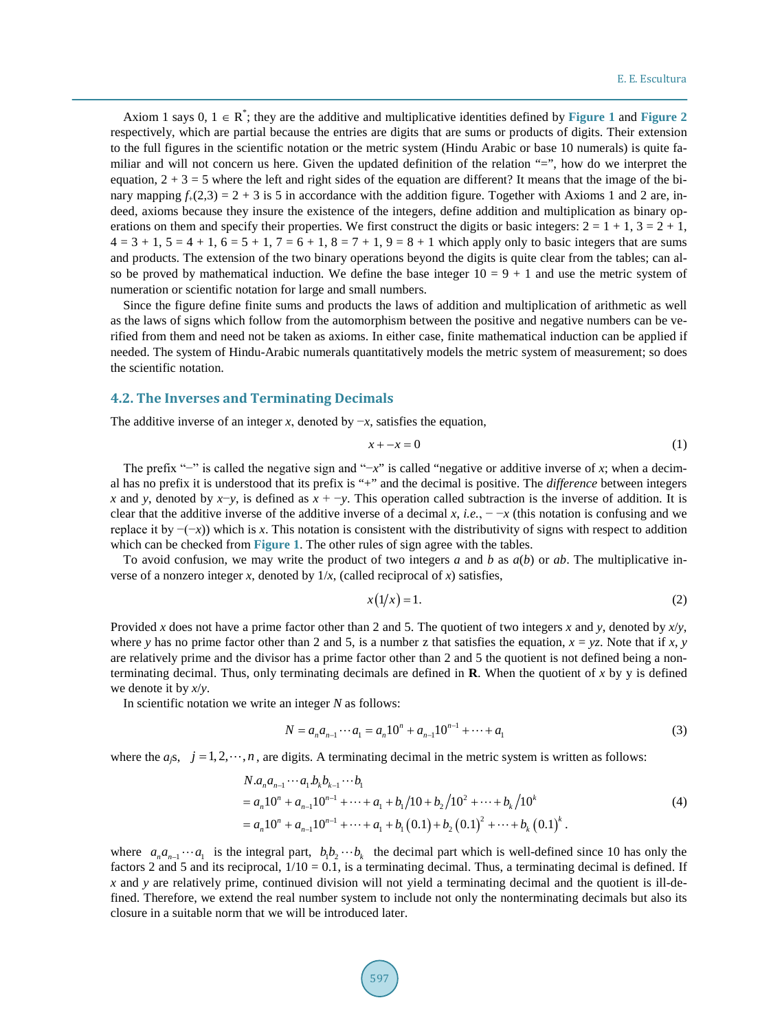Axiom 1 says 0, 1 ∈ $R^*$; they are the additive and multiplicative identities defined by **Figure 1** and **Figure 2** respectively, which are partial because the entries are digits that are sums or products of digits. Their extension to the full figures in the scientific notation or the metric system (Hindu Arabic or base 10 numerals) is quite familiar and will not concern us here. Given the updated definition of the relation "=", how do we interpret the equation, 2 + 3 = 5 where the left and right sides of the equation are different? It means that the image of the binary mapping $f_+(2,3) = 2 + 3$ is 5 in accordance with the addition figure. Together with Axioms 1 and 2 are, indeed, axioms because they insure the existence of the integers, define addition and multiplication as binary operations on them and specify their properties. We first construct the digits or basic integers: 2 = 1 + 1, 3 = 2 + 1, 4 = 3 + 1, 5 = 4 + 1, 6 = 5 + 1, 7 = 6 + 1, 8 = 7 + 1, 9 = 8 + 1 which apply only to basic integers that are sums and products. The extension of the two binary operations beyond the digits is quite clear from the tables; can also be proved by mathematical induction. We define the base integer 10 = 9 + 1 and use the metric system of numeration or scientific notation for large and small numbers.

Since the figure define finite sums and products the laws of addition and multiplication of arithmetic as well as the laws of signs which follow from the automorphism between the positive and negative numbers can be verified from them and need not be taken as axioms. In either case, finite mathematical induction can be applied if needed. The system of Hindu-Arabic numerals quantitatively models the metric system of measurement; so does the scientific notation.

## 4.2. The Inverses and Terminating Decimals

The additive inverse of an integer $x$, denoted by $-x$, satisfies the equation,

$$x + -x = 0 \tag{1}$$

The prefix "−" is called the negative sign and "$-x$" is called "negative or additive inverse of $x$; when a decimal has no prefix it is understood that its prefix is "+" and the decimal is positive. The *difference* between integers $x$ and $y$, denoted by $x-y$, is defined as $x + -y$. This operation called subtraction is the inverse of addition. It is clear that the additive inverse of the additive inverse of a decimal $x$, *i.e.*, $- -x$ (this notation is confusing and we replace it by $-(-x)$) which is $x$. This notation is consistent with the distributivity of signs with respect to addition which can be checked from **Figure 1**. The other rules of sign agree with the tables.

To avoid confusion, we may write the product of two integers $a$ and $b$ as $a(b)$ or $ab$. The multiplicative inverse of a nonzero integer $x$, denoted by $1/x$, (called reciprocal of $x$) satisfies,

$$x(1/x) = 1. \tag{2}$$

Provided $x$ does not have a prime factor other than 2 and 5. The quotient of two integers $x$ and $y$, denoted by $x/y$, where $y$ has no prime factor other than 2 and 5, is a number z that satisfies the equation, $x = yz$. Note that if $x$, $y$ are relatively prime and the divisor has a prime factor other than 2 and 5 the quotient is not defined being a nonterminating decimal. Thus, only terminating decimals are defined in **R**. When the quotient of $x$ by y is defined we denote it by $x/y$.

In scientific notation we write an integer $N$ as follows:

$$N = a_n a_{n-1} \cdots a_1 = a_n 10^n + a_{n-1} 10^{n-1} + \cdots + a_1 \tag{3}$$

where the $a_j$s, $j = 1, 2, \cdots, n$, are digits. A terminating decimal in the metric system is written as follows:

$$\begin{aligned}
&N.a_n a_{n-1} \cdots a_1 . b_k b_{k-1} \cdots b_1 \\
&= a_n 10^n + a_{n-1} 10^{n-1} + \cdots + a_1 + b_1/10 + b_2/10^2 + \cdots + b_k/10^k \\
&= a_n 10^n + a_{n-1} 10^{n-1} + \cdots + a_1 + b_1(0.1) + b_2(0.1)^2 + \cdots + b_k(0.1)^k .
\end{aligned} \tag{4}$$

where $a_n a_{n-1} \cdots a_1$ is the integral part, $b_1 b_2 \cdots b_k$ the decimal part which is well-defined since 10 has only the factors 2 and 5 and its reciprocal, 1/10 = 0.1, is a terminating decimal. Thus, a terminating decimal is defined. If $x$ and $y$ are relatively prime, continued division will not yield a terminating decimal and the quotient is ill-defined. Therefore, we extend the real number system to include not only the nonterminating decimals but also its closure in a suitable norm that we will be introduced later.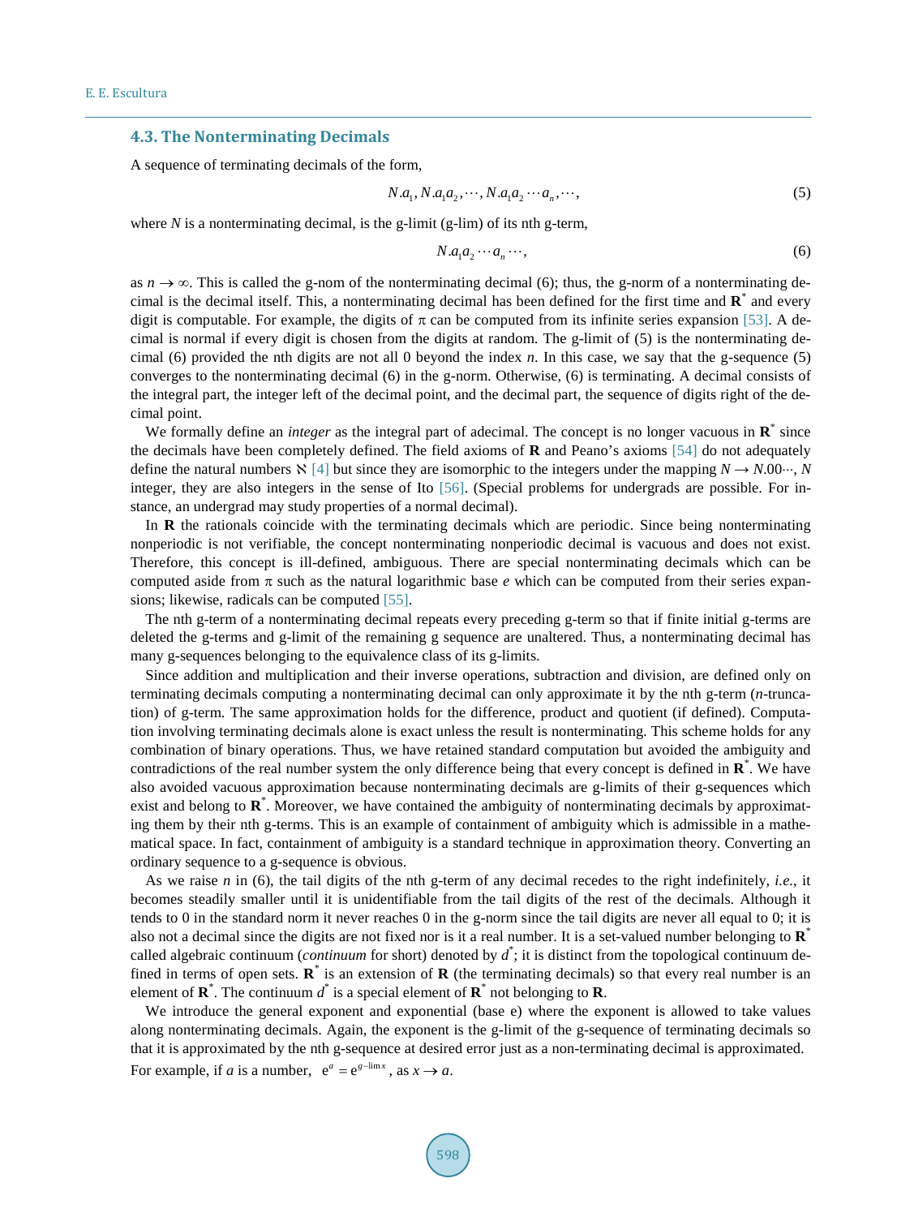### 4.3. The Nonterminating Decimals

A sequence of terminating decimals of the form,

$$N.a_1, N.a_1a_2, \cdots, N.a_1a_2\cdots a_n, \cdots, \tag{5}$$

where $N$ is a nonterminating decimal, is the g-limit (g-lim) of its nth g-term,

$$N.a_1a_2\cdots a_n\cdots, \tag{6}$$

as $n \to \infty$. This is called the g-nom of the nonterminating decimal (6); thus, the g-norm of a nonterminating decimal is the decimal itself. This, a nonterminating decimal has been defined for the first time and $\mathbf{R}^*$ and every digit is computable. For example, the digits of $\pi$ can be computed from its infinite series expansion [53]. A decimal is normal if every digit is chosen from the digits at random. The g-limit of (5) is the nonterminating decimal (6) provided the nth digits are not all 0 beyond the index $n$. In this case, we say that the g-sequence (5) converges to the nonterminating decimal (6) in the g-norm. Otherwise, (6) is terminating. A decimal consists of the integral part, the integer left of the decimal point, and the decimal part, the sequence of digits right of the decimal point.

We formally define an *integer* as the integral part of adecimal. The concept is no longer vacuous in $\mathbf{R}^*$ since the decimals have been completely defined. The field axioms of $\mathbf{R}$ and Peano's axioms [54] do not adequately define the natural numbers $\aleph$ [4] but since they are isomorphic to the integers under the mapping $N \to N.00\cdots$, $N$ integer, they are also integers in the sense of Ito [56]. (Special problems for undergrads are possible. For instance, an undergrad may study properties of a normal decimal).

In $\mathbf{R}$ the rationals coincide with the terminating decimals which are periodic. Since being nonterminating nonperiodic is not verifiable, the concept nonterminating nonperiodic decimal is vacuous and does not exist. Therefore, this concept is ill-defined, ambiguous. There are special nonterminating decimals which can be computed aside from $\pi$ such as the natural logarithmic base $e$ which can be computed from their series expansions; likewise, radicals can be computed [55].

The nth g-term of a nonterminating decimal repeats every preceding g-term so that if finite initial g-terms are deleted the g-terms and g-limit of the remaining g sequence are unaltered. Thus, a nonterminating decimal has many g-sequences belonging to the equivalence class of its g-limits.

Since addition and multiplication and their inverse operations, subtraction and division, are defined only on terminating decimals computing a nonterminating decimal can only approximate it by the nth g-term ($n$-truncation) of g-term. The same approximation holds for the difference, product and quotient (if defined). Computation involving terminating decimals alone is exact unless the result is nonterminating. This scheme holds for any combination of binary operations. Thus, we have retained standard computation but avoided the ambiguity and contradictions of the real number system the only difference being that every concept is defined in $\mathbf{R}^*$. We have also avoided vacuous approximation because nonterminating decimals are g-limits of their g-sequences which exist and belong to $\mathbf{R}^*$. Moreover, we have contained the ambiguity of nonterminating decimals by approximating them by their nth g-terms. This is an example of containment of ambiguity which is admissible in a mathematical space. In fact, containment of ambiguity is a standard technique in approximation theory. Converting an ordinary sequence to a g-sequence is obvious.

As we raise $n$ in (6), the tail digits of the nth g-term of any decimal recedes to the right indefinitely, *i.e.*, it becomes steadily smaller until it is unidentifiable from the tail digits of the rest of the decimals. Although it tends to 0 in the standard norm it never reaches 0 in the g-norm since the tail digits are never all equal to 0; it is also not a decimal since the digits are not fixed nor is it a real number. It is a set-valued number belonging to $\mathbf{R}^*$ called algebraic continuum (*continuum* for short) denoted by $d^*$; it is distinct from the topological continuum defined in terms of open sets. $\mathbf{R}^*$ is an extension of $\mathbf{R}$ (the terminating decimals) so that every real number is an element of $\mathbf{R}^*$. The continuum $d^*$ is a special element of $\mathbf{R}^*$ not belonging to $\mathbf{R}$.

We introduce the general exponent and exponential (base e) where the exponent is allowed to take values along nonterminating decimals. Again, the exponent is the g-limit of the g-sequence of terminating decimals so that it is approximated by the nth g-sequence at desired error just as a non-terminating decimal is approximated. For example, if $a$ is a number, $\mathrm{e}^a = \mathrm{e}^{g-\lim x}$, as $x \to a$.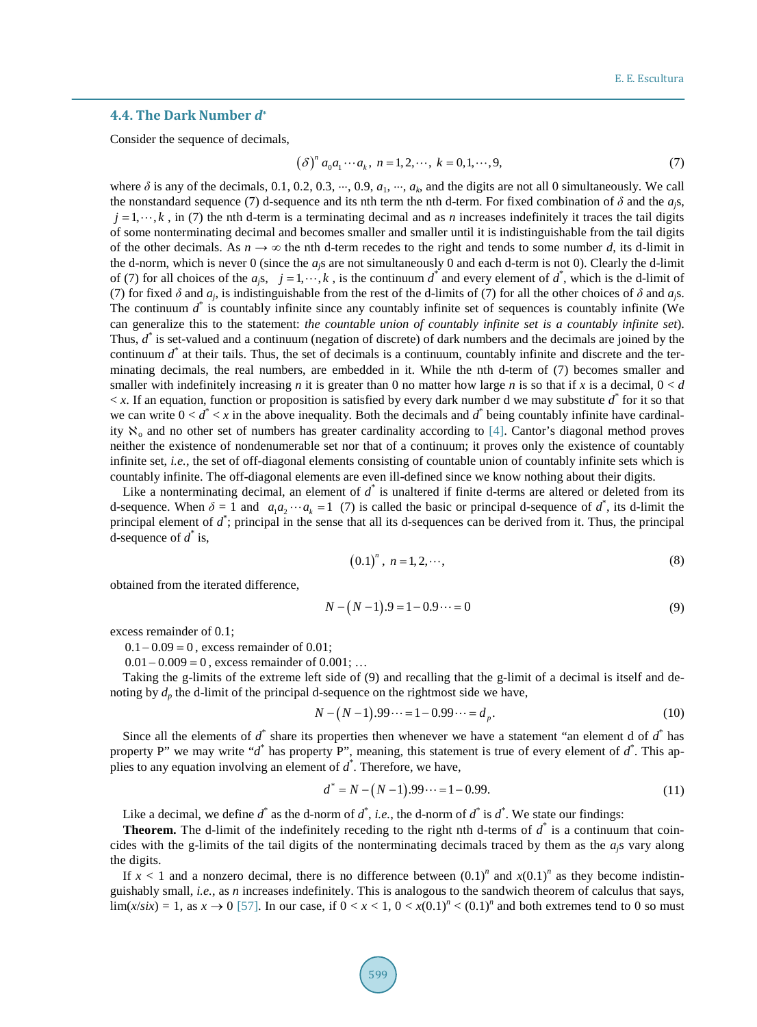### 4.4. The Dark Number $d^*$

Consider the sequence of decimals,

$$(\delta)^n a_0 a_1 \cdots a_k,\ n = 1, 2, \cdots,\ k = 0, 1, \cdots, 9, \tag{7}$$

where $\delta$ is any of the decimals, 0.1, 0.2, 0.3, ···, 0.9, $a_1$, ···, $a_k$, and the digits are not all 0 simultaneously. We call the nonstandard sequence (7) d-sequence and its nth term the nth d-term. For fixed combination of $\delta$ and the $a_j$s, $j = 1, \cdots, k$, in (7) the nth d-term is a terminating decimal and as $n$ increases indefinitely it traces the tail digits of some nonterminating decimal and becomes smaller and smaller until it is indistinguishable from the tail digits of the other decimals. As $n \to \infty$ the nth d-term recedes to the right and tends to some number $d$, its d-limit in the d-norm, which is never 0 (since the $a_j$s are not simultaneously 0 and each d-term is not 0). Clearly the d-limit of (7) for all choices of the $a_j$s, $j = 1, \cdots, k$, is the continuum $d^*$ and every element of $d^*$, which is the d-limit of (7) for fixed $\delta$ and $a_j$, is indistinguishable from the rest of the d-limits of (7) for all the other choices of $\delta$ and $a_j$s. The continuum $d^*$ is countably infinite since any countably infinite set of sequences is countably infinite (We can generalize this to the statement: *the countable union of countably infinite set is a countably infinite set*). Thus, $d^*$ is set-valued and a continuum (negation of discrete) of dark numbers and the decimals are joined by the continuum $d^*$ at their tails. Thus, the set of decimals is a continuum, countably infinite and discrete and the terminating decimals, the real numbers, are embedded in it. While the nth d-term of (7) becomes smaller and smaller with indefinitely increasing $n$ it is greater than 0 no matter how large $n$ is so that if $x$ is a decimal, $0 < d < x$. If an equation, function or proposition is satisfied by every dark number d we may substitute $d^*$ for it so that we can write $0 < d^* < x$ in the above inequality. Both the decimals and $d^*$ being countably infinite have cardinality $\aleph_0$ and no other set of numbers has greater cardinality according to [4]. Cantor's diagonal method proves neither the existence of nondenumerable set nor that of a continuum; it proves only the existence of countably infinite set, *i.e.*, the set of off-diagonal elements consisting of countable union of countably infinite sets which is countably infinite. The off-diagonal elements are even ill-defined since we know nothing about their digits.

Like a nonterminating decimal, an element of $d^*$ is unaltered if finite d-terms are altered or deleted from its d-sequence. When $\delta = 1$ and $a_1 a_2 \cdots a_k = 1$ (7) is called the basic or principal d-sequence of $d^*$, its d-limit the principal element of $d^*$; principal in the sense that all its d-sequences can be derived from it. Thus, the principal d-sequence of $d^*$ is,

$$(0.1)^n,\ n = 1, 2, \cdots, \tag{8}$$

obtained from the iterated difference,

$$N - (N-1).9 = 1 - 0.9\cdots = 0 \tag{9}$$

excess remainder of 0.1;

$0.1 - 0.09 = 0$, excess remainder of 0.01;

$0.01 - 0.009 = 0$, excess remainder of 0.001; …

Taking the g-limits of the extreme left side of (9) and recalling that the g-limit of a decimal is itself and denoting by $d_p$ the d-limit of the principal d-sequence on the rightmost side we have,

$$N - (N-1).99\cdots = 1 - 0.99\cdots = d_p. \tag{10}$$

Since all the elements of $d^*$ share its properties then whenever we have a statement "an element d of $d^*$ has property P" we may write "$d^*$ has property P", meaning, this statement is true of every element of $d^*$. This applies to any equation involving an element of $d^*$. Therefore, we have,

$$d^* = N - (N-1).99\cdots = 1 - 0.99. \tag{11}$$

Like a decimal, we define $d^*$ as the d-norm of $d^*$, *i.e.*, the d-norm of $d^*$ is $d^*$. We state our findings:

**Theorem.** The d-limit of the indefinitely receding to the right nth d-terms of $d^*$ is a continuum that coincides with the g-limits of the tail digits of the nonterminating decimals traced by them as the $a_j$s vary along the digits.

If $x < 1$ and a nonzero decimal, there is no difference between $(0.1)^n$ and $x(0.1)^n$ as they become indistinguishably small, *i.e.*, as $n$ increases indefinitely. This is analogous to the sandwich theorem of calculus that says, $\lim(x/six) = 1$, as $x \to 0$ [57]. In our case, if $0 < x < 1$, $0 < x(0.1)^n < (0.1)^n$ and both extremes tend to 0 so must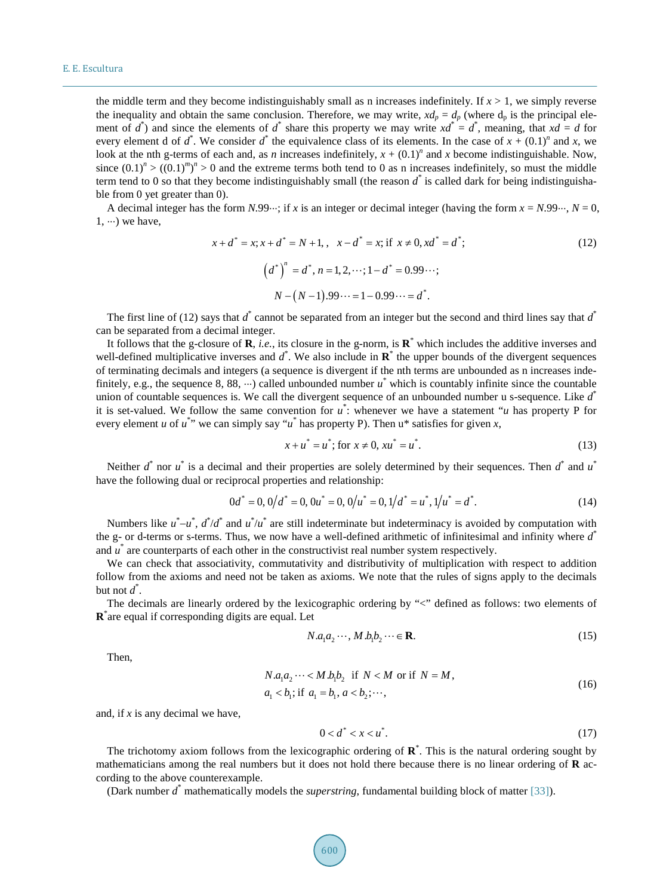the middle term and they become indistinguishably small as n increases indefinitely. If $x > 1$, we simply reverse the inequality and obtain the same conclusion. Therefore, we may write, $xd_p = d_p$ (where $d_p$ is the principal element of $d^*$) and since the elements of $d^*$ share this property we may write $xd^* = d^*$, meaning, that $xd = d$ for every element d of $d^*$. We consider $d^*$ the equivalence class of its elements. In the case of $x + (0.1)^n$ and $x$, we look at the nth g-terms of each and, as $n$ increases indefinitely, $x + (0.1)^n$ and $x$ become indistinguishable. Now, since $(0.1)^n > ((0.1)^m)^n > 0$ and the extreme terms both tend to 0 as n increases indefinitely, so must the middle term tend to 0 so that they become indistinguishably small (the reason $d^*$ is called dark for being indistinguishable from 0 yet greater than 0).

A decimal integer has the form $N.99\cdots$; if $x$ is an integer or decimal integer (having the form $x = N.99\cdots$, $N = 0, 1, \cdots$) we have,

$$x + d^* = x; x + d^* = N + 1, \quad x - d^* = x; \text{if } x \neq 0, xd^* = d^*; \tag{12}$$

$$\left(d^*\right)^n = d^*, n = 1, 2, \cdots; 1 - d^* = 0.99\cdots;$$

$$N - (N-1).99\cdots = 1 - 0.99\cdots = d^*.$$

The first line of (12) says that $d^*$ cannot be separated from an integer but the second and third lines say that $d^*$ can be separated from a decimal integer.

It follows that the g-closure of **R**, *i.e.*, its closure in the g-norm, is $\mathbf{R}^*$ which includes the additive inverses and well-defined multiplicative inverses and $d^*$. We also include in $\mathbf{R}^*$ the upper bounds of the divergent sequences of terminating decimals and integers (a sequence is divergent if the nth terms are unbounded as n increases indefinitely, e.g., the sequence 8, 88, ⋯) called unbounded number $u^*$ which is countably infinite since the countable union of countable sequences is. We call the divergent sequence of an unbounded number u s-sequence. Like $d^*$ it is set-valued. We follow the same convention for $u^*$: whenever we have a statement "$u$ has property P for every element $u$ of $u^*$" we can simply say "$u^*$ has property P). Then $u^*$ satisfies for given $x$,

$$x + u^* = u^*; \text{for } x \neq 0, xu^* = u^*. \tag{13}$$

Neither $d^*$ nor $u^*$ is a decimal and their properties are solely determined by their sequences. Then $d^*$ and $u^*$ have the following dual or reciprocal properties and relationship:

$$0d^* = 0, 0/d^* = 0, 0u^* = 0, 0/u^* = 0, 1/d^* = u^*, 1/u^* = d^*. \tag{14}$$

Numbers like $u^* - u^*$, $d^*/d^*$ and $u^*/u^*$ are still indeterminate but indeterminacy is avoided by computation with the g- or d-terms or s-terms. Thus, we now have a well-defined arithmetic of infinitesimal and infinity where $d^*$ and $u^*$ are counterparts of each other in the constructivist real number system respectively.

We can check that associativity, commutativity and distributivity of multiplication with respect to addition follow from the axioms and need not be taken as axioms. We note that the rules of signs apply to the decimals but not $d^*$.

The decimals are linearly ordered by the lexicographic ordering by "<" defined as follows: two elements of $\mathbf{R}^*$ are equal if corresponding digits are equal. Let

$$N.a_1a_2\cdots, M.b_1b_2\cdots \in \mathbf{R}. \tag{15}$$

Then,

$$\begin{aligned} &N.a_1a_2\cdots < M.b_1b_2 \;\text{ if } N < M \text{ or if } N = M, \\ &a_1 < b_1; \text{if } a_1 = b_1, a < b_2; \cdots, \end{aligned} \tag{16}$$

and, if $x$ is any decimal we have,

$$0 < d^* < x < u^*. \tag{17}$$

The trichotomy axiom follows from the lexicographic ordering of $\mathbf{R}^*$. This is the natural ordering sought by mathematicians among the real numbers but it does not hold there because there is no linear ordering of **R** according to the above counterexample.

(Dark number $d^*$ mathematically models the *superstring*, fundamental building block of matter [33]).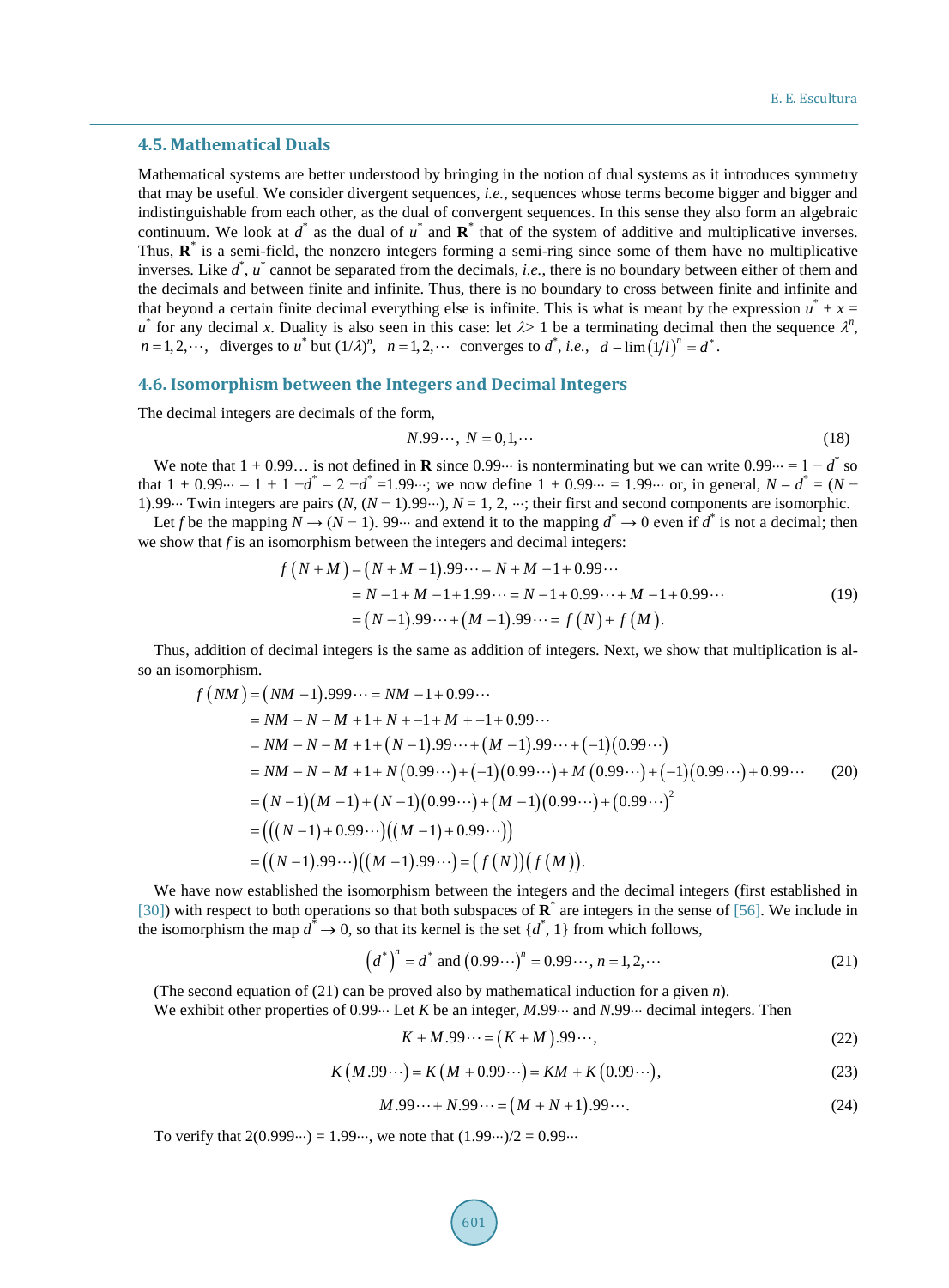### 4.5. Mathematical Duals

Mathematical systems are better understood by bringing in the notion of dual systems as it introduces symmetry that may be useful. We consider divergent sequences, *i.e.*, sequences whose terms become bigger and bigger and indistinguishable from each other, as the dual of convergent sequences. In this sense they also form an algebraic continuum. We look at $d^*$ as the dual of $u^*$ and $\mathbf{R}^*$ that of the system of additive and multiplicative inverses. Thus, $\mathbf{R}^*$ is a semi-field, the nonzero integers forming a semi-ring since some of them have no multiplicative inverses. Like $d^*$, $u^*$ cannot be separated from the decimals, *i.e.*, there is no boundary between either of them and the decimals and between finite and infinite. Thus, there is no boundary to cross between finite and infinite and that beyond a certain finite decimal everything else is infinite. This is what is meant by the expression $u^* + x = u^*$ for any decimal $x$. Duality is also seen in this case: let $\lambda > 1$ be a terminating decimal then the sequence $\lambda^n$, $n = 1, 2, \cdots$ diverges to $u^*$ but $(1/\lambda)^n$, $n = 1, 2, \cdots$ converges to $d^*$, *i.e.*, $d - \lim(1/l)^n = d^*$.

### 4.6. Isomorphism between the Integers and Decimal Integers

The decimal integers are decimals of the form,

$$N.99\cdots,\ N = 0, 1, \cdots \tag{18}$$

We note that $1 + 0.99\ldots$ is not defined in **R** since $0.99\cdots$ is nonterminating but we can write $0.99\cdots = 1 - d^*$ so that $1 + 0.99\cdots = 1 + 1 - d^* = 2 - d^* = 1.99\cdots$; we now define $1 + 0.99\cdots = 1.99\cdots$ or, in general, $N - d^* = (N - 1).99\cdots$ Twin integers are pairs $(N, (N-1).99\cdots)$, $N = 1, 2, \cdots$; their first and second components are isomorphic.

Let $f$ be the mapping $N \to (N-1).99\cdots$ and extend it to the mapping $d^* \to 0$ even if $d^*$ is not a decimal; then we show that $f$ is an isomorphism between the integers and decimal integers:

$$\begin{aligned} f(N+M) &= (N+M-1).99\cdots = N+M-1+0.99\cdots \\ &= N-1+M-1+1.99\cdots = N-1+0.99\cdots+M-1+0.99\cdots \\ &= (N-1).99\cdots+(M-1).99\cdots = f(N)+f(M). \end{aligned} \tag{19}$$

Thus, addition of decimal integers is the same as addition of integers. Next, we show that multiplication is also an isomorphism.

$$\begin{aligned} f(NM) &= (NM-1).999\cdots = NM-1+0.99\cdots \\ &= NM-N-M+1+N+-1+M+-1+0.99\cdots \\ &= NM-N-M+1+(N-1).99\cdots+(M-1).99\cdots+(-1)(0.99\cdots) \\ &= NM-N-M+1+N(0.99\cdots)+(-1)(0.99\cdots)+M(0.99\cdots)+(-1)(0.99\cdots)+0.99\cdots \\ &= (N-1)(M-1)+(N-1)(0.99\cdots)+(M-1)(0.99\cdots)+(0.99\cdots)^2 \\ &= \big(((N-1)+0.99\cdots\big)\big((M-1)+0.99\cdots\big)\big) \\ &= \big((N-1).99\cdots\big)\big((M-1).99\cdots\big) = \big(f(N)\big)\big(f(M)\big). \end{aligned} \tag{20}$$

We have now established the isomorphism between the integers and the decimal integers (first established in [30]) with respect to both operations so that both subspaces of $\mathbf{R}^*$ are integers in the sense of [56]. We include in the isomorphism the map $d^* \to 0$, so that its kernel is the set $\{d^*, 1\}$ from which follows,

$$\left(d^*\right)^n = d^* \text{ and } (0.99\cdots)^n = 0.99\cdots,\ n = 1, 2, \cdots \tag{21}$$

(The second equation of (21) can be proved also by mathematical induction for a given $n$).

We exhibit other properties of $0.99\cdots$ Let $K$ be an integer, $M.99\cdots$ and $N.99\cdots$ decimal integers. Then

$$K + M.99\cdots = (K+M).99\cdots, \tag{22}$$

$$K(M.99\cdots) = K(M+0.99\cdots) = KM + K(0.99\cdots), \tag{23}$$

$$M.99\cdots + N.99\cdots = (M+N+1).99\cdots. \tag{24}$$

To verify that $2(0.999\cdots) = 1.99\cdots$, we note that $(1.99\cdots)/2 = 0.99\cdots$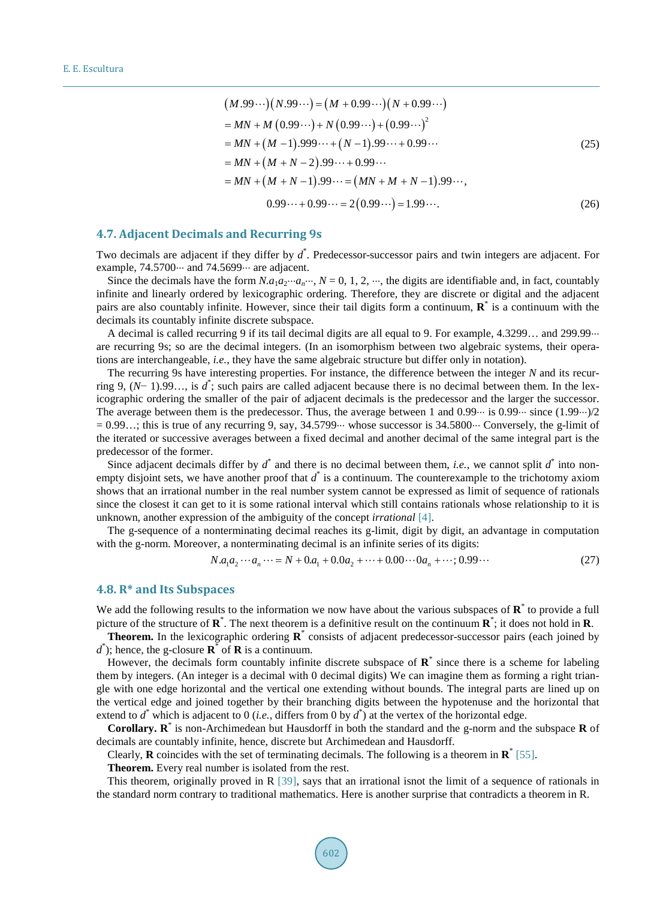$$
\begin{aligned}
&(M.99\cdots)(N.99\cdots) = (M + 0.99\cdots)(N + 0.99\cdots) \\
&= MN + M(0.99\cdots) + N(0.99\cdots) + (0.99\cdots)^2 \\
&= MN + (M-1).999\cdots + (N-1).99\cdots + 0.99\cdots \\
&= MN + (M+N-2).99\cdots + 0.99\cdots \\
&= MN + (M+N-1).99\cdots = (MN + M + N - 1).99\cdots,
\end{aligned} \tag{25}
$$

$$
0.99\cdots + 0.99\cdots = 2(0.99\cdots) = 1.99\cdots. \tag{26}
$$

### 4.7. Adjacent Decimals and Recurring 9s

Two decimals are adjacent if they differ by $d^*$. Predecessor-successor pairs and twin integers are adjacent. For example, 74.5700··· and 74.5699··· are adjacent.

Since the decimals have the form $N.a_1a_2\cdots a_n\cdots$, $N = 0, 1, 2, \cdots$, the digits are identifiable and, in fact, countably infinite and linearly ordered by lexicographic ordering. Therefore, they are discrete or digital and the adjacent pairs are also countably infinite. However, since their tail digits form a continuum, $\mathbf{R}^*$ is a continuum with the decimals its countably infinite discrete subspace.

A decimal is called recurring 9 if its tail decimal digits are all equal to 9. For example, 4.3299… and 299.99··· are recurring 9s; so are the decimal integers. (In an isomorphism between two algebraic systems, their operations are interchangeable, *i.e.*, they have the same algebraic structure but differ only in notation).

The recurring 9s have interesting properties. For instance, the difference between the integer $N$ and its recurring 9, $(N-1).99\ldots$, is $d^*$; such pairs are called adjacent because there is no decimal between them. In the lexicographic ordering the smaller of the pair of adjacent decimals is the predecessor and the larger the successor. The average between them is the predecessor. Thus, the average between 1 and 0.99··· is 0.99··· since (1.99···)/2 = 0.99…; this is true of any recurring 9, say, 34.5799··· whose successor is 34.5800··· Conversely, the g-limit of the iterated or successive averages between a fixed decimal and another decimal of the same integral part is the predecessor of the former.

Since adjacent decimals differ by $d^*$ and there is no decimal between them, *i.e.*, we cannot split $d^*$ into nonempty disjoint sets, we have another proof that $d^*$ is a continuum. The counterexample to the trichotomy axiom shows that an irrational number in the real number system cannot be expressed as limit of sequence of rationals since the closest it can get to it is some rational interval which still contains rationals whose relationship to it is unknown, another expression of the ambiguity of the concept *irrational* [4].

The g-sequence of a nonterminating decimal reaches its g-limit, digit by digit, an advantage in computation with the g-norm. Moreover, a nonterminating decimal is an infinite series of its digits:

$$
N.a_1a_2\cdots a_n\cdots = N + 0.a_1 + 0.0a_2 + \cdots + 0.00\cdots 0a_n + \cdots; 0.99\cdots \tag{27}
$$

### 4.8. R* and Its Subspaces

We add the following results to the information we now have about the various subspaces of $\mathbf{R}^*$ to provide a full picture of the structure of $\mathbf{R}^*$. The next theorem is a definitive result on the continuum $\mathbf{R}^*$; it does not hold in $\mathbf{R}$.

**Theorem.** In the lexicographic ordering $\mathbf{R}^*$ consists of adjacent predecessor-successor pairs (each joined by $d^*$); hence, the g-closure $\mathbf{R}^*$ of $\mathbf{R}$ is a continuum.

However, the decimals form countably infinite discrete subspace of $\mathbf{R}^*$ since there is a scheme for labeling them by integers. (An integer is a decimal with 0 decimal digits) We can imagine them as forming a right triangle with one edge horizontal and the vertical one extending without bounds. The integral parts are lined up on the vertical edge and joined together by their branching digits between the hypotenuse and the horizontal that extend to $d^*$ which is adjacent to 0 (*i.e.*, differs from 0 by $d^*$) at the vertex of the horizontal edge.

**Corollary.** $\mathbf{R}^*$ is non-Archimedean but Hausdorff in both the standard and the g-norm and the subspace $\mathbf{R}$ of decimals are countably infinite, hence, discrete but Archimedean and Hausdorff.

Clearly, $\mathbf{R}$ coincides with the set of terminating decimals. The following is a theorem in $\mathbf{R}^*$ [55].

**Theorem.** Every real number is isolated from the rest.

This theorem, originally proved in R [39], says that an irrational isnot the limit of a sequence of rationals in the standard norm contrary to traditional mathematics. Here is another surprise that contradicts a theorem in R.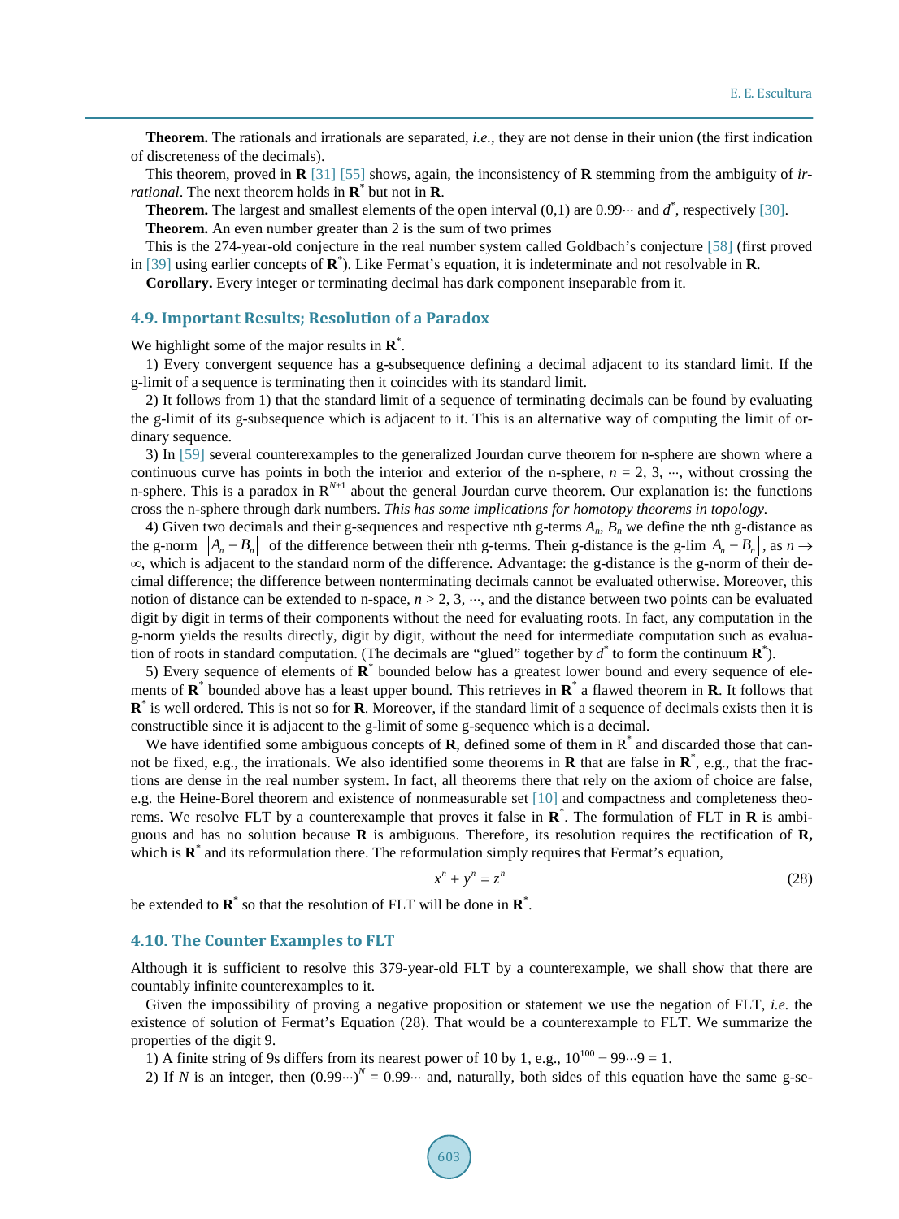**Theorem.** The rationals and irrationals are separated, *i.e.*, they are not dense in their union (the first indication of discreteness of the decimals).

This theorem, proved in **R** [31] [55] shows, again, the inconsistency of **R** stemming from the ambiguity of *irrational*. The next theorem holds in $\mathbf{R}^*$ but not in **R**.

**Theorem.** The largest and smallest elements of the open interval (0,1) are 0.99··· and $d^*$, respectively [30].

**Theorem.** An even number greater than 2 is the sum of two primes

This is the 274-year-old conjecture in the real number system called Goldbach's conjecture [58] (first proved in [39] using earlier concepts of $\mathbf{R}^*$). Like Fermat's equation, it is indeterminate and not resolvable in **R**.

**Corollary.** Every integer or terminating decimal has dark component inseparable from it.

## 4.9. Important Results; Resolution of a Paradox

We highlight some of the major results in $\mathbf{R}^*$.

1) Every convergent sequence has a g-subsequence defining a decimal adjacent to its standard limit. If the g-limit of a sequence is terminating then it coincides with its standard limit.

2) It follows from 1) that the standard limit of a sequence of terminating decimals can be found by evaluating the g-limit of its g-subsequence which is adjacent to it. This is an alternative way of computing the limit of ordinary sequence.

3) In [59] several counterexamples to the generalized Jourdan curve theorem for n-sphere are shown where a continuous curve has points in both the interior and exterior of the n-sphere, $n = 2, 3, \cdots$, without crossing the n-sphere. This is a paradox in $\mathrm{R}^{N+1}$ about the general Jourdan curve theorem. Our explanation is: the functions cross the n-sphere through dark numbers. *This has some implications for homotopy theorems in topology.*

4) Given two decimals and their g-sequences and respective nth g-terms $A_n$, $B_n$ we define the nth g-distance as the g-norm $|A_n - B_n|$ of the difference between their nth g-terms. Their g-distance is the g-lim$|A_n - B_n|$, as $n \to \infty$, which is adjacent to the standard norm of the difference. Advantage: the g-distance is the g-norm of their decimal difference; the difference between nonterminating decimals cannot be evaluated otherwise. Moreover, this notion of distance can be extended to n-space, $n > 2, 3, \cdots$, and the distance between two points can be evaluated digit by digit in terms of their components without the need for evaluating roots. In fact, any computation in the g-norm yields the results directly, digit by digit, without the need for intermediate computation such as evaluation of roots in standard computation. (The decimals are "glued" together by $d^*$ to form the continuum $\mathbf{R}^*$).

5) Every sequence of elements of $\mathbf{R}^*$ bounded below has a greatest lower bound and every sequence of elements of $\mathbf{R}^*$ bounded above has a least upper bound. This retrieves in $\mathbf{R}^*$ a flawed theorem in **R**. It follows that $\mathbf{R}^*$ is well ordered. This is not so for **R**. Moreover, if the standard limit of a sequence of decimals exists then it is constructible since it is adjacent to the g-limit of some g-sequence which is a decimal.

We have identified some ambiguous concepts of **R**, defined some of them in $\mathrm{R}^*$ and discarded those that cannot be fixed, e.g., the irrationals. We also identified some theorems in **R** that are false in $\mathbf{R}^*$, e.g., that the fractions are dense in the real number system. In fact, all theorems there that rely on the axiom of choice are false, e.g. the Heine-Borel theorem and existence of nonmeasurable set [10] and compactness and completeness theorems. We resolve FLT by a counterexample that proves it false in $\mathbf{R}^*$. The formulation of FLT in **R** is ambiguous and has no solution because **R** is ambiguous. Therefore, its resolution requires the rectification of **R,** which is $\mathbf{R}^*$ and its reformulation there. The reformulation simply requires that Fermat's equation,

$$x^n + y^n = z^n \tag{28}$$

be extended to $\mathbf{R}^*$ so that the resolution of FLT will be done in $\mathbf{R}^*$.

## 4.10. The Counter Examples to FLT

Although it is sufficient to resolve this 379-year-old FLT by a counterexample, we shall show that there are countably infinite counterexamples to it.

Given the impossibility of proving a negative proposition or statement we use the negation of FLT, *i.e.* the existence of solution of Fermat's Equation (28). That would be a counterexample to FLT. We summarize the properties of the digit 9.

1) A finite string of 9s differs from its nearest power of 10 by 1, e.g., $10^{100} - 99\cdots9 = 1$.

2) If $N$ is an integer, then $(0.99\cdots)^N = 0.99\cdots$ and, naturally, both sides of this equation have the same g-se-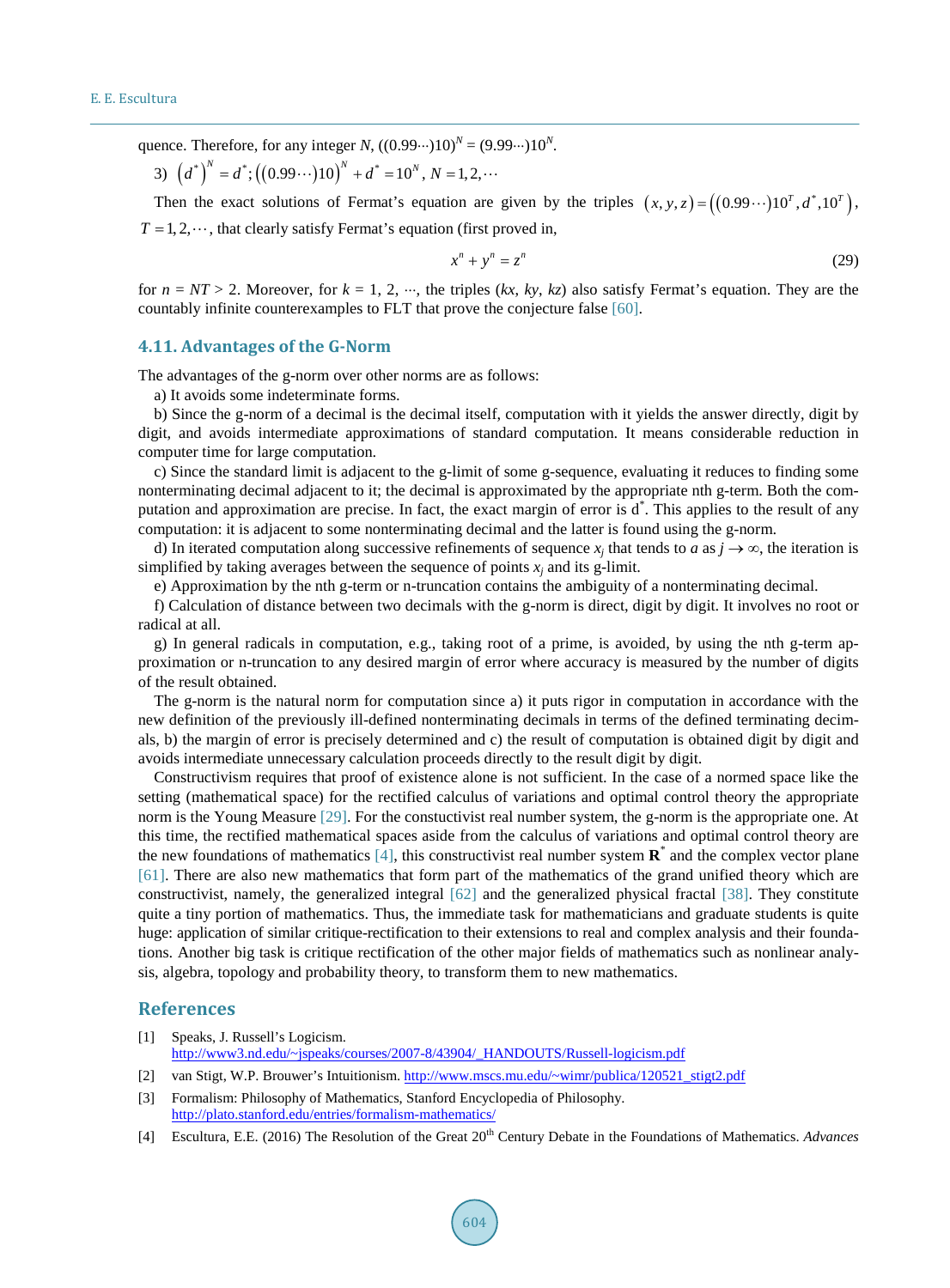quence. Therefore, for any integer $N$, $((0.99\cdots)10)^N = (9.99\cdots)10^N$.

3) $\left(d^*\right)^N = d^*; \left((0.99\cdots)10\right)^N + d^* = 10^N$, $N = 1,2,\cdots$

Then the exact solutions of Fermat's equation are given by the triples $(x,y,z) = \left((0.99\cdots)10^T, d^*, 10^T\right)$, $T = 1,2,\cdots$, that clearly satisfy Fermat's equation (first proved in,

$$x^n + y^n = z^n \tag{29}$$

for $n = NT > 2$. Moreover, for $k = 1, 2, \cdots$, the triples $(kx, ky, kz)$ also satisfy Fermat's equation. They are the countably infinite counterexamples to FLT that prove the conjecture false [60].

### 4.11. Advantages of the G-Norm

The advantages of the g-norm over other norms are as follows:

a) It avoids some indeterminate forms.

b) Since the g-norm of a decimal is the decimal itself, computation with it yields the answer directly, digit by digit, and avoids intermediate approximations of standard computation. It means considerable reduction in computer time for large computation.

c) Since the standard limit is adjacent to the g-limit of some g-sequence, evaluating it reduces to finding some nonterminating decimal adjacent to it; the decimal is approximated by the appropriate nth g-term. Both the computation and approximation are precise. In fact, the exact margin of error is $d^*$. This applies to the result of any computation: it is adjacent to some nonterminating decimal and the latter is found using the g-norm.

d) In iterated computation along successive refinements of sequence $x_j$ that tends to $a$ as $j \to \infty$, the iteration is simplified by taking averages between the sequence of points $x_j$ and its g-limit.

e) Approximation by the nth g-term or n-truncation contains the ambiguity of a nonterminating decimal.

f) Calculation of distance between two decimals with the g-norm is direct, digit by digit. It involves no root or radical at all.

g) In general radicals in computation, e.g., taking root of a prime, is avoided, by using the nth g-term approximation or n-truncation to any desired margin of error where accuracy is measured by the number of digits of the result obtained.

The g-norm is the natural norm for computation since a) it puts rigor in computation in accordance with the new definition of the previously ill-defined nonterminating decimals in terms of the defined terminating decimals, b) the margin of error is precisely determined and c) the result of computation is obtained digit by digit and avoids intermediate unnecessary calculation proceeds directly to the result digit by digit.

Constructivism requires that proof of existence alone is not sufficient. In the case of a normed space like the setting (mathematical space) for the rectified calculus of variations and optimal control theory the appropriate norm is the Young Measure [29]. For the constuctivist real number system, the g-norm is the appropriate one. At this time, the rectified mathematical spaces aside from the calculus of variations and optimal control theory are the new foundations of mathematics [4], this constructivist real number system $\mathbf{R}^*$ and the complex vector plane [61]. There are also new mathematics that form part of the mathematics of the grand unified theory which are constructivist, namely, the generalized integral [62] and the generalized physical fractal [38]. They constitute quite a tiny portion of mathematics. Thus, the immediate task for mathematicians and graduate students is quite huge: application of similar critique-rectification to their extensions to real and complex analysis and their foundations. Another big task is critique rectification of the other major fields of mathematics such as nonlinear analysis, algebra, topology and probability theory, to transform them to new mathematics.

## References

[1] Speaks, J. Russell's Logicism. http://www3.nd.edu/~jspeaks/courses/2007-8/43904/_HANDOUTS/Russell-logicism.pdf

[2] van Stigt, W.P. Brouwer's Intuitionism. http://www.mscs.mu.edu/~wimr/publica/120521_stigt2.pdf

[3] Formalism: Philosophy of Mathematics, Stanford Encyclopedia of Philosophy. http://plato.stanford.edu/entries/formalism-mathematics/

[4] Escultura, E.E. (2016) The Resolution of the Great 20th Century Debate in the Foundations of Mathematics. *Advances*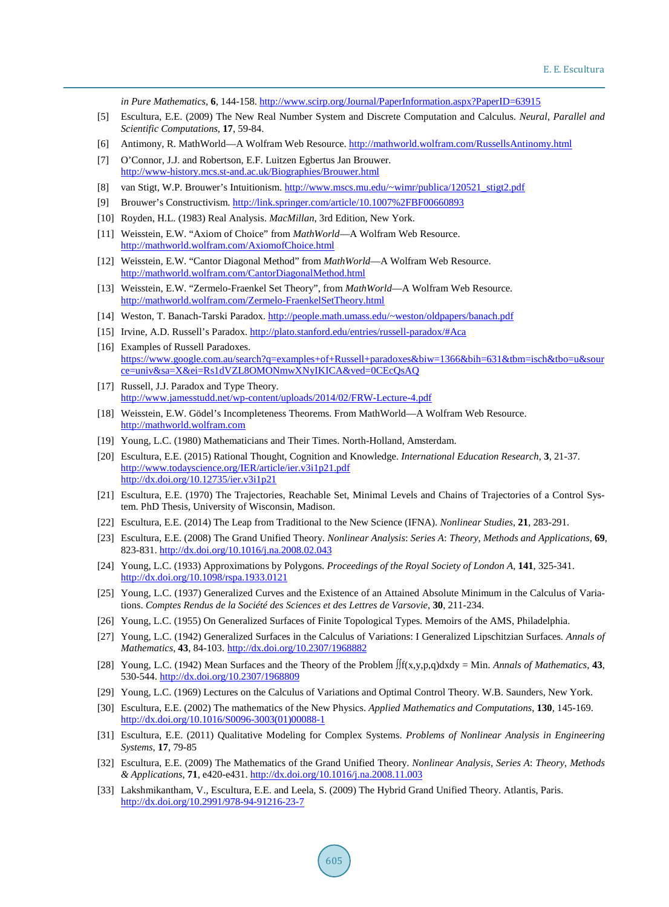*in Pure Mathematics*, **6**, 144-158. http://www.scirp.org/Journal/PaperInformation.aspx?PaperID=63915

[5] Escultura, E.E. (2009) The New Real Number System and Discrete Computation and Calculus. *Neural*, *Parallel and Scientific Computations*, **17**, 59-84.

[6] Antimony, R. MathWorld—A Wolfram Web Resource. http://mathworld.wolfram.com/RussellsAntinomy.html

[7] O'Connor, J.J. and Robertson, E.F. Luitzen Egbertus Jan Brouwer. http://www-history.mcs.st-and.ac.uk/Biographies/Brouwer.html

[8] van Stigt, W.P. Brouwer's Intuitionism. http://www.mscs.mu.edu/~wimr/publica/120521_stigt2.pdf

[9] Brouwer's Constructivism. http://link.springer.com/article/10.1007%2FBF00660893

[10] Royden, H.L. (1983) Real Analysis. *MacMillan*, 3rd Edition, New York.

[11] Weisstein, E.W. "Axiom of Choice" from *MathWorld*—A Wolfram Web Resource. http://mathworld.wolfram.com/AxiomofChoice.html

[12] Weisstein, E.W. "Cantor Diagonal Method" from *MathWorld*—A Wolfram Web Resource. http://mathworld.wolfram.com/CantorDiagonalMethod.html

[13] Weisstein, E.W. "Zermelo-Fraenkel Set Theory", from *MathWorld*—A Wolfram Web Resource. http://mathworld.wolfram.com/Zermelo-FraenkelSetTheory.html

[14] Weston, T. Banach-Tarski Paradox. http://people.math.umass.edu/~weston/oldpapers/banach.pdf

[15] Irvine, A.D. Russell's Paradox. http://plato.stanford.edu/entries/russell-paradox/#Aca

[16] Examples of Russell Paradoxes. https://www.google.com.au/search?q=examples+of+Russell+paradoxes&biw=1366&bih=631&tbm=isch&tbo=u&source=univ&sa=X&ei=Rs1dVZL8OMONmwXNyIKICA&ved=0CEcQsAQ

[17] Russell, J.J. Paradox and Type Theory. http://www.jamesstudd.net/wp-content/uploads/2014/02/FRW-Lecture-4.pdf

[18] Weisstein, E.W. Gödel's Incompleteness Theorems. From MathWorld—A Wolfram Web Resource. http://mathworld.wolfram.com

[19] Young, L.C. (1980) Mathematicians and Their Times. North-Holland, Amsterdam.

[20] Escultura, E.E. (2015) Rational Thought, Cognition and Knowledge. *International Education Research*, **3**, 21-37. http://www.todayscience.org/IER/article/ier.v3i1p21.pdf http://dx.doi.org/10.12735/ier.v3i1p21

[21] Escultura, E.E. (1970) The Trajectories, Reachable Set, Minimal Levels and Chains of Trajectories of a Control System. PhD Thesis, University of Wisconsin, Madison.

[22] Escultura, E.E. (2014) The Leap from Traditional to the New Science (IFNA). *Nonlinear Studies*, **21**, 283-291.

[23] Escultura, E.E. (2008) The Grand Unified Theory. *Nonlinear Analysis*: *Series A*: *Theory*, *Methods and Applications*, **69**, 823-831. http://dx.doi.org/10.1016/j.na.2008.02.043

[24] Young, L.C. (1933) Approximations by Polygons. *Proceedings of the Royal Society of London A*, **141**, 325-341. http://dx.doi.org/10.1098/rspa.1933.0121

[25] Young, L.C. (1937) Generalized Curves and the Existence of an Attained Absolute Minimum in the Calculus of Variations. *Comptes Rendus de la Société des Sciences et des Lettres de Varsovie*, **30**, 211-234.

[26] Young, L.C. (1955) On Generalized Surfaces of Finite Topological Types. Memoirs of the AMS, Philadelphia.

[27] Young, L.C. (1942) Generalized Surfaces in the Calculus of Variations: I Generalized Lipschitzian Surfaces. *Annals of Mathematics*, **43**, 84-103. http://dx.doi.org/10.2307/1968882

[28] Young, L.C. (1942) Mean Surfaces and the Theory of the Problem $\iint f(x,y,p,q)dxdy = \text{Min}$. *Annals of Mathematics*, **43**, 530-544. http://dx.doi.org/10.2307/1968809

[29] Young, L.C. (1969) Lectures on the Calculus of Variations and Optimal Control Theory. W.B. Saunders, New York.

[30] Escultura, E.E. (2002) The mathematics of the New Physics. *Applied Mathematics and Computations*, **130**, 145-169. http://dx.doi.org/10.1016/S0096-3003(01)00088-1

[31] Escultura, E.E. (2011) Qualitative Modeling for Complex Systems. *Problems of Nonlinear Analysis in Engineering Systems*, **17**, 79-85

[32] Escultura, E.E. (2009) The Mathematics of the Grand Unified Theory. *Nonlinear Analysis*, *Series A*: *Theory*, *Methods & Applications*, **71**, e420-e431. http://dx.doi.org/10.1016/j.na.2008.11.003

[33] Lakshmikantham, V., Escultura, E.E. and Leela, S. (2009) The Hybrid Grand Unified Theory. Atlantis, Paris. http://dx.doi.org/10.2991/978-94-91216-23-7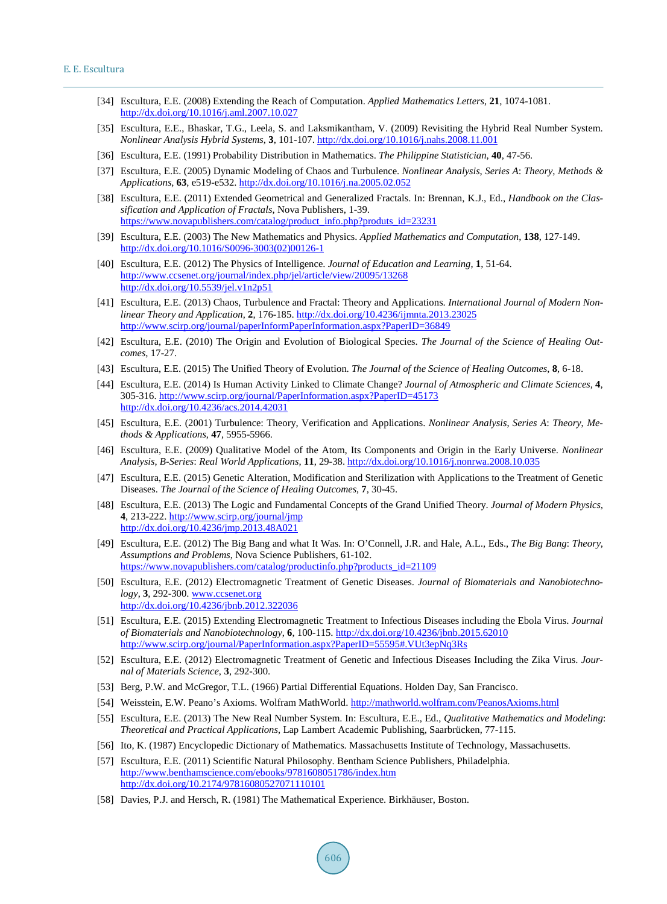[34] Escultura, E.E. (2008) Extending the Reach of Computation. *Applied Mathematics Letters*, **21**, 1074-1081. http://dx.doi.org/10.1016/j.aml.2007.10.027

[35] Escultura, E.E., Bhaskar, T.G., Leela, S. and Laksmikantham, V. (2009) Revisiting the Hybrid Real Number System. *Nonlinear Analysis Hybrid Systems*, **3**, 101-107. http://dx.doi.org/10.1016/j.nahs.2008.11.001

[36] Escultura, E.E. (1991) Probability Distribution in Mathematics. *The Philippine Statistician*, **40**, 47-56.

[37] Escultura, E.E. (2005) Dynamic Modeling of Chaos and Turbulence. *Nonlinear Analysis*, *Series A*: *Theory*, *Methods & Applications*, **63**, e519-e532. http://dx.doi.org/10.1016/j.na.2005.02.052

[38] Escultura, E.E. (2011) Extended Geometrical and Generalized Fractals. In: Brennan, K.J., Ed., *Handbook on the Classification and Application of Fractals*, Nova Publishers, 1-39. https://www.novapublishers.com/catalog/product_info.php?produts_id=23231

[39] Escultura, E.E. (2003) The New Mathematics and Physics. *Applied Mathematics and Computation*, **138**, 127-149. http://dx.doi.org/10.1016/S0096-3003(02)00126-1

[40] Escultura, E.E. (2012) The Physics of Intelligence. *Journal of Education and Learning*, **1**, 51-64. http://www.ccsenet.org/journal/index.php/jel/article/view/20095/13268 http://dx.doi.org/10.5539/jel.v1n2p51

[41] Escultura, E.E. (2013) Chaos, Turbulence and Fractal: Theory and Applications. *International Journal of Modern Nonlinear Theory and Application*, **2**, 176-185. http://dx.doi.org/10.4236/ijmnta.2013.23025 http://www.scirp.org/journal/paperInformPaperInformation.aspx?PaperID=36849

[42] Escultura, E.E. (2010) The Origin and Evolution of Biological Species. *The Journal of the Science of Healing Outcomes*, 17-27.

[43] Escultura, E.E. (2015) The Unified Theory of Evolution. *The Journal of the Science of Healing Outcomes*, **8**, 6-18.

[44] Escultura, E.E. (2014) Is Human Activity Linked to Climate Change? *Journal of Atmospheric and Climate Sciences*, **4**, 305-316. http://www.scirp.org/journal/PaperInformation.aspx?PaperID=45173 http://dx.doi.org/10.4236/acs.2014.42031

[45] Escultura, E.E. (2001) Turbulence: Theory, Verification and Applications. *Nonlinear Analysis*, *Series A*: *Theory*, *Methods & Applications*, **47**, 5955-5966.

[46] Escultura, E.E. (2009) Qualitative Model of the Atom, Its Components and Origin in the Early Universe. *Nonlinear Analysis*, *B-Series*: *Real World Applications*, **11**, 29-38. http://dx.doi.org/10.1016/j.nonrwa.2008.10.035

[47] Escultura, E.E. (2015) Genetic Alteration, Modification and Sterilization with Applications to the Treatment of Genetic Diseases. *The Journal of the Science of Healing Outcomes*, **7**, 30-45.

[48] Escultura, E.E. (2013) The Logic and Fundamental Concepts of the Grand Unified Theory. *Journal of Modern Physics*, **4**, 213-222. http://www.scirp.org/journal/jmp http://dx.doi.org/10.4236/jmp.2013.48A021

[49] Escultura, E.E. (2012) The Big Bang and what It Was. In: O'Connell, J.R. and Hale, A.L., Eds., *The Big Bang*: *Theory*, *Assumptions and Problems*, Nova Science Publishers, 61-102. https://www.novapublishers.com/catalog/productinfo.php?products_id=21109

[50] Escultura, E.E. (2012) Electromagnetic Treatment of Genetic Diseases. *Journal of Biomaterials and Nanobiotechnology*, **3**, 292-300. www.ccsenet.org http://dx.doi.org/10.4236/jbnb.2012.322036

[51] Escultura, E.E. (2015) Extending Electromagnetic Treatment to Infectious Diseases including the Ebola Virus. *Journal of Biomaterials and Nanobiotechnology*, **6**, 100-115. http://dx.doi.org/10.4236/jbnb.2015.62010 http://www.scirp.org/journal/PaperInformation.aspx?PaperID=55595#.VUt3epNq3Rs

[52] Escultura, E.E. (2012) Electromagnetic Treatment of Genetic and Infectious Diseases Including the Zika Virus. *Journal of Materials Science*, **3**, 292-300.

[53] Berg, P.W. and McGregor, T.L. (1966) Partial Differential Equations. Holden Day, San Francisco.

[54] Weisstein, E.W. Peano's Axioms. Wolfram MathWorld. http://mathworld.wolfram.com/PeanosAxioms.html

[55] Escultura, E.E. (2013) The New Real Number System. In: Escultura, E.E., Ed., *Qualitative Mathematics and Modeling*: *Theoretical and Practical Applications*, Lap Lambert Academic Publishing, Saarbrücken, 77-115.

[56] Ito, K. (1987) Encyclopedic Dictionary of Mathematics. Massachusetts Institute of Technology, Massachusetts.

[57] Escultura, E.E. (2011) Scientific Natural Philosophy. Bentham Science Publishers, Philadelphia. http://www.benthamscience.com/ebooks/9781608051786/index.htm http://dx.doi.org/10.2174/97816080527071110101

[58] Davies, P.J. and Hersch, R. (1981) The Mathematical Experience. Birkhäuser, Boston.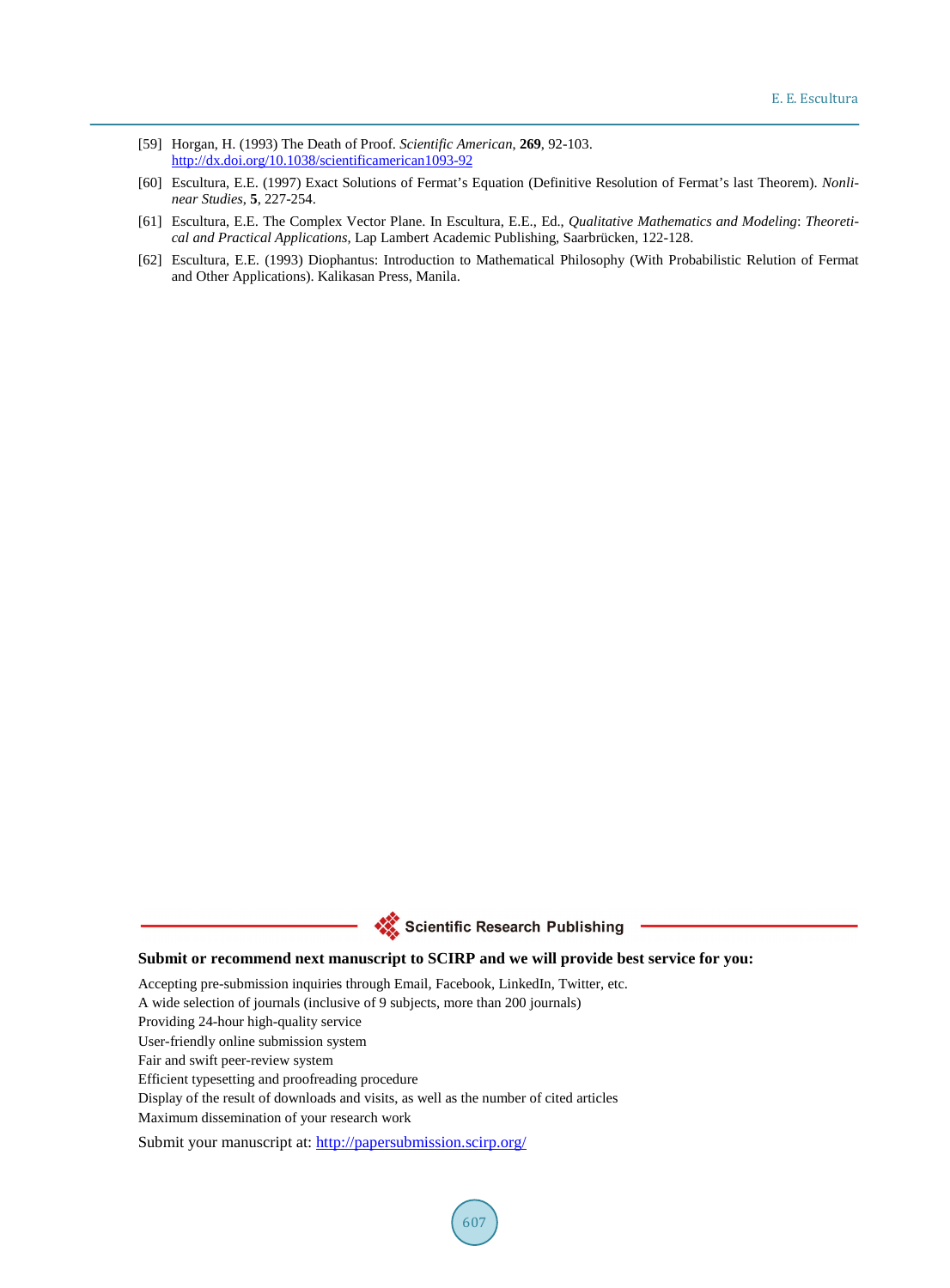[59] Horgan, H. (1993) The Death of Proof. *Scientific American*, **269**, 92-103. http://dx.doi.org/10.1038/scientificamerican1093-92

[60] Escultura, E.E. (1997) Exact Solutions of Fermat's Equation (Definitive Resolution of Fermat's last Theorem). *Nonlinear Studies*, **5**, 227-254.

[61] Escultura, E.E. The Complex Vector Plane. In Escultura, E.E., Ed., *Qualitative Mathematics and Modeling*: *Theoretical and Practical Applications*, Lap Lambert Academic Publishing, Saarbrücken, 122-128.

[62] Escultura, E.E. (1993) Diophantus: Introduction to Mathematical Philosophy (With Probabilistic Relution of Fermat and Other Applications). Kalikasan Press, Manila.

Scientific Research Publishing

**Submit or recommend next manuscript to SCIRP and we will provide best service for you:**

Accepting pre-submission inquiries through Email, Facebook, LinkedIn, Twitter, etc.
A wide selection of journals (inclusive of 9 subjects, more than 200 journals)
Providing 24-hour high-quality service
User-friendly online submission system
Fair and swift peer-review system
Efficient typesetting and proofreading procedure
Display of the result of downloads and visits, as well as the number of cited articles
Maximum dissemination of your research work

Submit your manuscript at: http://papersubmission.scirp.org/